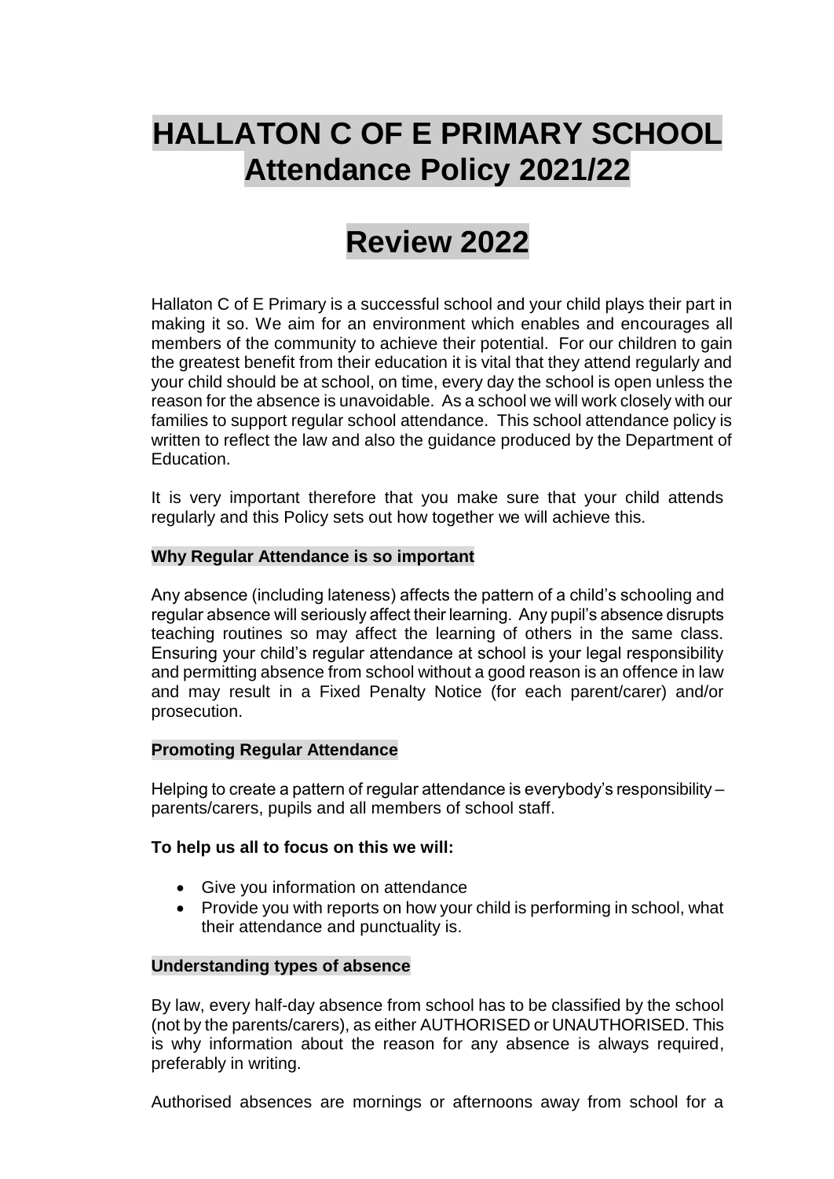# HALLATON C OF E PRIMARY SCHOOL
# Attendance Policy 2021/22

# Review 2022

Hallaton C of E Primary is a successful school and your child plays their part in making it so. We aim for an environment which enables and encourages all members of the community to achieve their potential. For our children to gain the greatest benefit from their education it is vital that they attend regularly and your child should be at school, on time, every day the school is open unless the reason for the absence is unavoidable. As a school we will work closely with our families to support regular school attendance. This school attendance policy is written to reflect the law and also the guidance produced by the Department of Education.

It is very important therefore that you make sure that your child attends regularly and this Policy sets out how together we will achieve this.

## Why Regular Attendance is so important

Any absence (including lateness) affects the pattern of a child's schooling and regular absence will seriously affect their learning. Any pupil's absence disrupts teaching routines so may affect the learning of others in the same class. Ensuring your child's regular attendance at school is your legal responsibility and permitting absence from school without a good reason is an offence in law and may result in a Fixed Penalty Notice (for each parent/carer) and/or prosecution.

## Promoting Regular Attendance

Helping to create a pattern of regular attendance is everybody's responsibility – parents/carers, pupils and all members of school staff.

**To help us all to focus on this we will:**

- Give you information on attendance
- Provide you with reports on how your child is performing in school, what their attendance and punctuality is.

## Understanding types of absence

By law, every half-day absence from school has to be classified by the school (not by the parents/carers), as either AUTHORISED or UNAUTHORISED. This is why information about the reason for any absence is always required, preferably in writing.

Authorised absences are mornings or afternoons away from school for a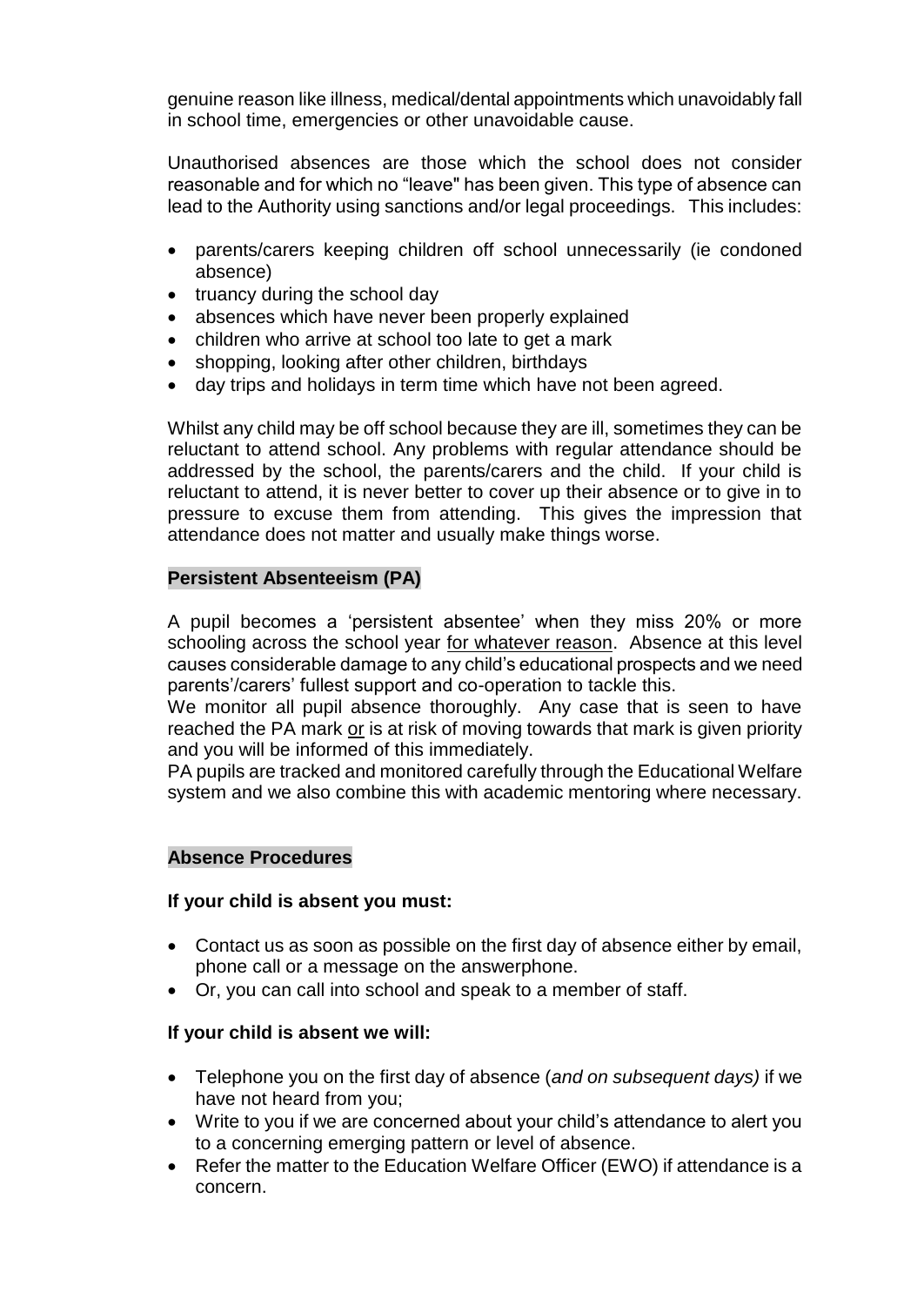genuine reason like illness, medical/dental appointments which unavoidably fall in school time, emergencies or other unavoidable cause.

Unauthorised absences are those which the school does not consider reasonable and for which no "leave" has been given. This type of absence can lead to the Authority using sanctions and/or legal proceedings. This includes:

- parents/carers keeping children off school unnecessarily (ie condoned absence)
- truancy during the school day
- absences which have never been properly explained
- children who arrive at school too late to get a mark
- shopping, looking after other children, birthdays
- day trips and holidays in term time which have not been agreed.

Whilst any child may be off school because they are ill, sometimes they can be reluctant to attend school. Any problems with regular attendance should be addressed by the school, the parents/carers and the child. If your child is reluctant to attend, it is never better to cover up their absence or to give in to pressure to excuse them from attending. This gives the impression that attendance does not matter and usually make things worse.

## Persistent Absenteeism (PA)

A pupil becomes a 'persistent absentee' when they miss 20% or more schooling across the school year <u>for whatever reason</u>. Absence at this level causes considerable damage to any child's educational prospects and we need parents'/carers' fullest support and co-operation to tackle this.

We monitor all pupil absence thoroughly. Any case that is seen to have reached the PA mark <u>or</u> is at risk of moving towards that mark is given priority and you will be informed of this immediately.

PA pupils are tracked and monitored carefully through the Educational Welfare system and we also combine this with academic mentoring where necessary.

## Absence Procedures

**If your child is absent you must:**

- Contact us as soon as possible on the first day of absence either by email, phone call or a message on the answerphone.
- Or, you can call into school and speak to a member of staff.

**If your child is absent we will:**

- Telephone you on the first day of absence (*and on subsequent days)* if we have not heard from you;
- Write to you if we are concerned about your child's attendance to alert you to a concerning emerging pattern or level of absence.
- Refer the matter to the Education Welfare Officer (EWO) if attendance is a concern.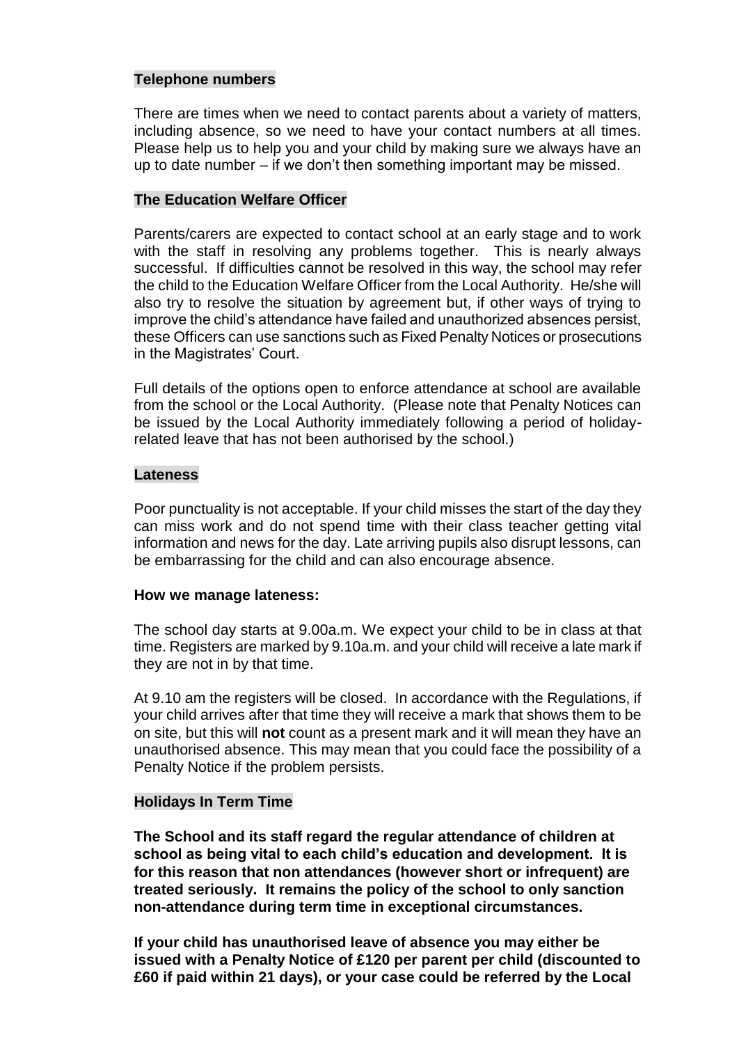## Telephone numbers

There are times when we need to contact parents about a variety of matters, including absence, so we need to have your contact numbers at all times. Please help us to help you and your child by making sure we always have an up to date number – if we don't then something important may be missed.

## The Education Welfare Officer

Parents/carers are expected to contact school at an early stage and to work with the staff in resolving any problems together. This is nearly always successful. If difficulties cannot be resolved in this way, the school may refer the child to the Education Welfare Officer from the Local Authority. He/she will also try to resolve the situation by agreement but, if other ways of trying to improve the child's attendance have failed and unauthorized absences persist, these Officers can use sanctions such as Fixed Penalty Notices or prosecutions in the Magistrates' Court.

Full details of the options open to enforce attendance at school are available from the school or the Local Authority. (Please note that Penalty Notices can be issued by the Local Authority immediately following a period of holiday-related leave that has not been authorised by the school.)

## Lateness

Poor punctuality is not acceptable. If your child misses the start of the day they can miss work and do not spend time with their class teacher getting vital information and news for the day. Late arriving pupils also disrupt lessons, can be embarrassing for the child and can also encourage absence.

### How we manage lateness:

The school day starts at 9.00a.m. We expect your child to be in class at that time. Registers are marked by 9.10a.m. and your child will receive a late mark if they are not in by that time.

At 9.10 am the registers will be closed. In accordance with the Regulations, if your child arrives after that time they will receive a mark that shows them to be on site, but this will **not** count as a present mark and it will mean they have an unauthorised absence. This may mean that you could face the possibility of a Penalty Notice if the problem persists.

## Holidays In Term Time

**The School and its staff regard the regular attendance of children at school as being vital to each child's education and development. It is for this reason that non attendances (however short or infrequent) are treated seriously. It remains the policy of the school to only sanction non-attendance during term time in exceptional circumstances.**

**If your child has unauthorised leave of absence you may either be issued with a Penalty Notice of £120 per parent per child (discounted to £60 if paid within 21 days), or your case could be referred by the Local**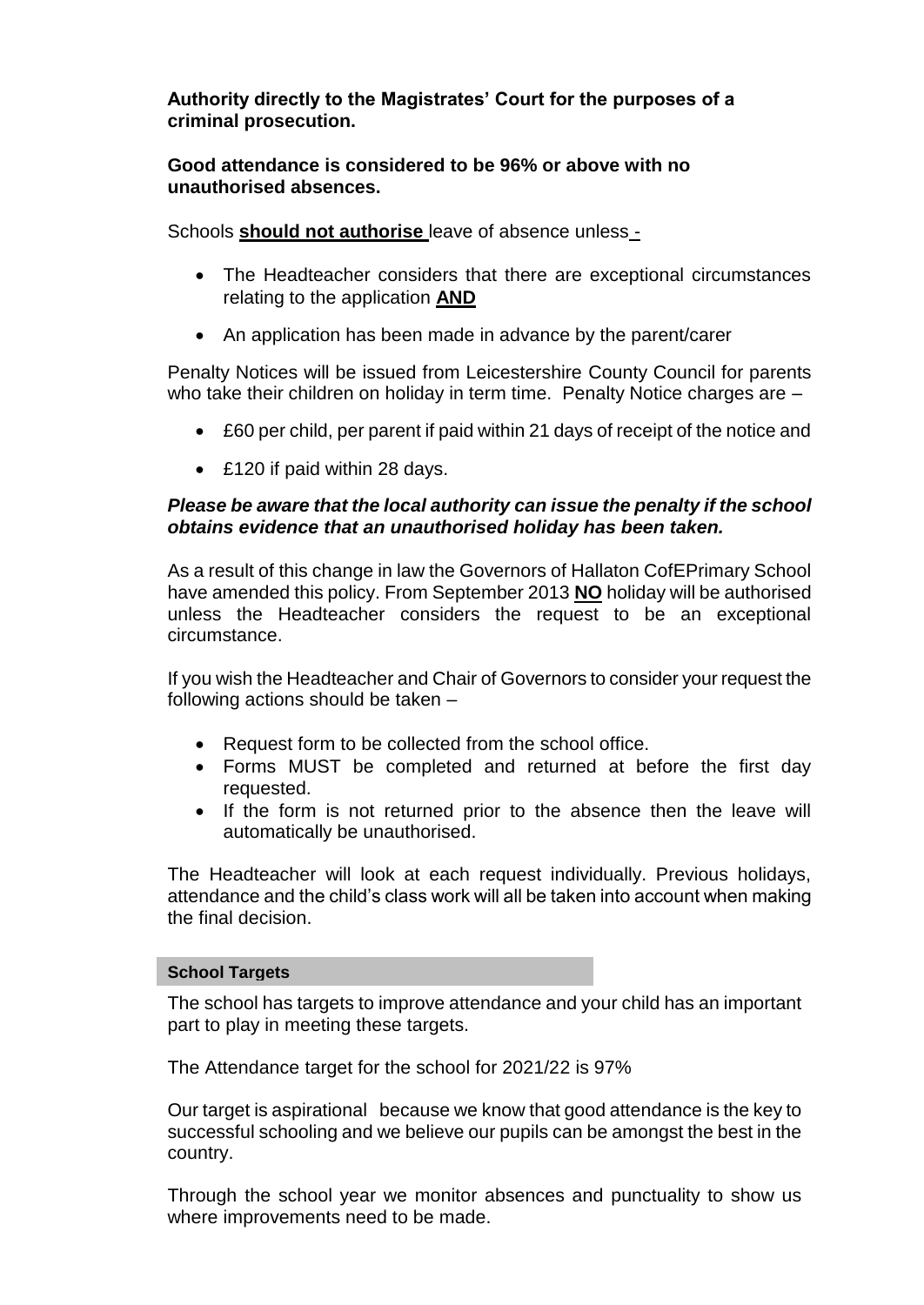**Authority directly to the Magistrates' Court for the purposes of a criminal prosecution.**

**Good attendance is considered to be 96% or above with no unauthorised absences.**

Schools **should not authorise** leave of absence unless -

- The Headteacher considers that there are exceptional circumstances relating to the application **AND**
- An application has been made in advance by the parent/carer

Penalty Notices will be issued from Leicestershire County Council for parents who take their children on holiday in term time. Penalty Notice charges are –

- £60 per child, per parent if paid within 21 days of receipt of the notice and
- £120 if paid within 28 days.

***Please be aware that the local authority can issue the penalty if the school obtains evidence that an unauthorised holiday has been taken.***

As a result of this change in law the Governors of Hallaton CofEPrimary School have amended this policy. From September 2013 **NO** holiday will be authorised unless the Headteacher considers the request to be an exceptional circumstance.

If you wish the Headteacher and Chair of Governors to consider your request the following actions should be taken –

- Request form to be collected from the school office.
- Forms MUST be completed and returned at before the first day requested.
- If the form is not returned prior to the absence then the leave will automatically be unauthorised.

The Headteacher will look at each request individually. Previous holidays, attendance and the child's class work will all be taken into account when making the final decision.

#### School Targets

The school has targets to improve attendance and your child has an important part to play in meeting these targets.

The Attendance target for the school for 2021/22 is 97%

Our target is aspirational because we know that good attendance is the key to successful schooling and we believe our pupils can be amongst the best in the country.

Through the school year we monitor absences and punctuality to show us where improvements need to be made.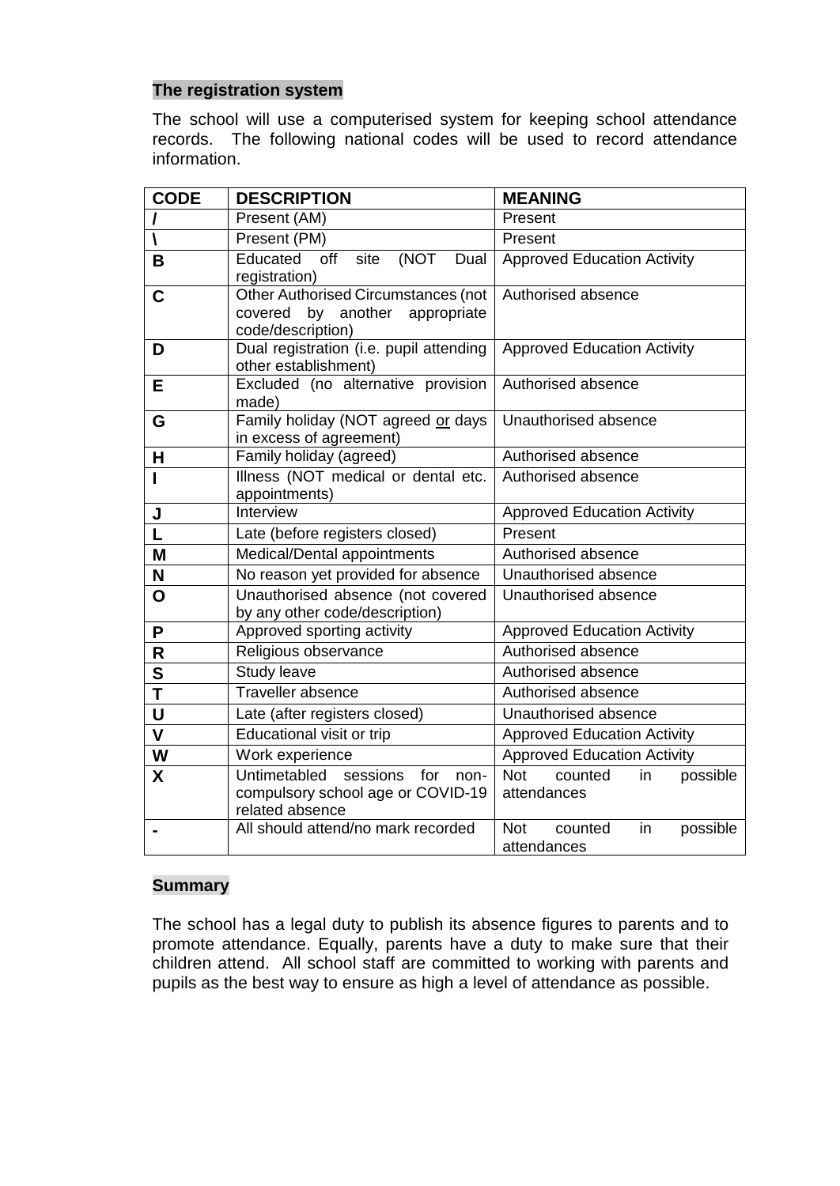## The registration system

The school will use a computerised system for keeping school attendance records. The following national codes will be used to record attendance information.

| CODE | DESCRIPTION | MEANING |
|---|---|---|
| **/** | Present (AM) | Present |
| **\** | Present (PM) | Present |
| **B** | Educated off site (NOT Dual registration) | Approved Education Activity |
| **C** | Other Authorised Circumstances (not covered by another appropriate code/description) | Authorised absence |
| **D** | Dual registration (i.e. pupil attending other establishment) | Approved Education Activity |
| **E** | Excluded (no alternative provision made) | Authorised absence |
| **G** | Family holiday (NOT agreed <u>or</u> days in excess of agreement) | Unauthorised absence |
| **H** | Family holiday (agreed) | Authorised absence |
| **I** | Illness (NOT medical or dental etc. appointments) | Authorised absence |
| **J** | Interview | Approved Education Activity |
| **L** | Late (before registers closed) | Present |
| **M** | Medical/Dental appointments | Authorised absence |
| **N** | No reason yet provided for absence | Unauthorised absence |
| **O** | Unauthorised absence (not covered by any other code/description) | Unauthorised absence |
| **P** | Approved sporting activity | Approved Education Activity |
| **R** | Religious observance | Authorised absence |
| **S** | Study leave | Authorised absence |
| **T** | Traveller absence | Authorised absence |
| **U** | Late (after registers closed) | Unauthorised absence |
| **V** | Educational visit or trip | Approved Education Activity |
| **W** | Work experience | Approved Education Activity |
| **X** | Untimetabled sessions for non-compulsory school age or COVID-19 related absence | Not counted in possible attendances |
| **-** | All should attend/no mark recorded | Not counted in possible attendances |

## Summary

The school has a legal duty to publish its absence figures to parents and to promote attendance. Equally, parents have a duty to make sure that their children attend. All school staff are committed to working with parents and pupils as the best way to ensure as high a level of attendance as possible.